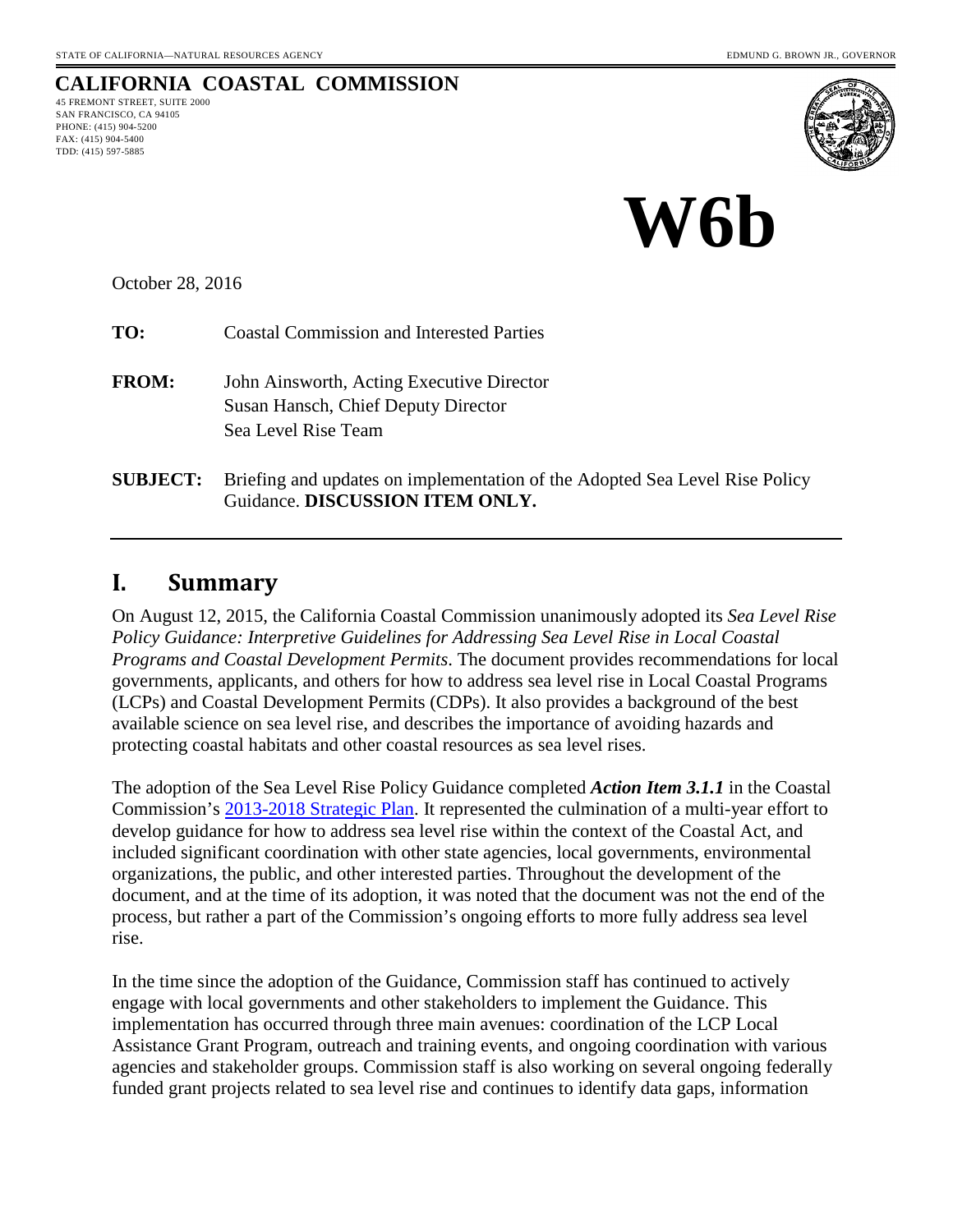STATE OF CALIFORNIA—NATURAL RESOURCES AGENCY EDMUND G. BROWN JR., GOVERNOR

**CALIFORNIA COASTAL COMMISSION**
45 FREMONT STREET, SUITE 2000
SAN FRANCISCO, CA 94105
PHONE: (415) 904-5200
FAX: (415) 904-5400
TDD: (415) 597-5885

# W6b

October 28, 2016

**TO:** Coastal Commission and Interested Parties

**FROM:** John Ainsworth, Acting Executive Director
Susan Hansch, Chief Deputy Director
Sea Level Rise Team

**SUBJECT:** Briefing and updates on implementation of the Adopted Sea Level Rise Policy Guidance. **DISCUSSION ITEM ONLY.**

## I. Summary

On August 12, 2015, the California Coastal Commission unanimously adopted its *Sea Level Rise Policy Guidance: Interpretive Guidelines for Addressing Sea Level Rise in Local Coastal Programs and Coastal Development Permits*. The document provides recommendations for local governments, applicants, and others for how to address sea level rise in Local Coastal Programs (LCPs) and Coastal Development Permits (CDPs). It also provides a background of the best available science on sea level rise, and describes the importance of avoiding hazards and protecting coastal habitats and other coastal resources as sea level rises.

The adoption of the Sea Level Rise Policy Guidance completed ***Action Item 3.1.1*** in the Coastal Commission's 2013-2018 Strategic Plan. It represented the culmination of a multi-year effort to develop guidance for how to address sea level rise within the context of the Coastal Act, and included significant coordination with other state agencies, local governments, environmental organizations, the public, and other interested parties. Throughout the development of the document, and at the time of its adoption, it was noted that the document was not the end of the process, but rather a part of the Commission's ongoing efforts to more fully address sea level rise.

In the time since the adoption of the Guidance, Commission staff has continued to actively engage with local governments and other stakeholders to implement the Guidance. This implementation has occurred through three main avenues: coordination of the LCP Local Assistance Grant Program, outreach and training events, and ongoing coordination with various agencies and stakeholder groups. Commission staff is also working on several ongoing federally funded grant projects related to sea level rise and continues to identify data gaps, information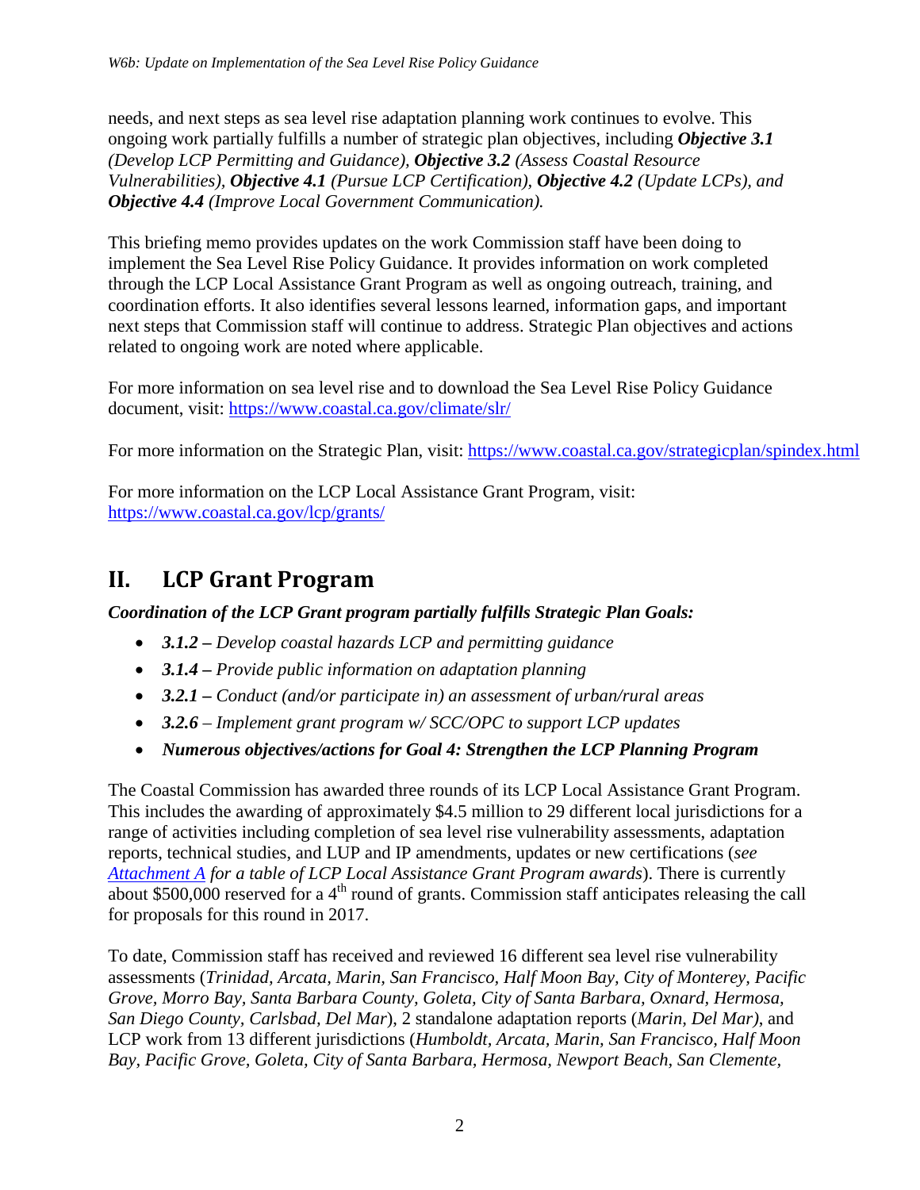needs, and next steps as sea level rise adaptation planning work continues to evolve. This ongoing work partially fulfills a number of strategic plan objectives, including ***Objective 3.1*** *(Develop LCP Permitting and Guidance),* ***Objective 3.2*** *(Assess Coastal Resource Vulnerabilities),* ***Objective 4.1*** *(Pursue LCP Certification),* ***Objective 4.2*** *(Update LCPs), and* ***Objective 4.4*** *(Improve Local Government Communication).*

This briefing memo provides updates on the work Commission staff have been doing to implement the Sea Level Rise Policy Guidance. It provides information on work completed through the LCP Local Assistance Grant Program as well as ongoing outreach, training, and coordination efforts. It also identifies several lessons learned, information gaps, and important next steps that Commission staff will continue to address. Strategic Plan objectives and actions related to ongoing work are noted where applicable.

For more information on sea level rise and to download the Sea Level Rise Policy Guidance document, visit: https://www.coastal.ca.gov/climate/slr/

For more information on the Strategic Plan, visit: https://www.coastal.ca.gov/strategicplan/spindex.html

For more information on the LCP Local Assistance Grant Program, visit: https://www.coastal.ca.gov/lcp/grants/

## II. LCP Grant Program

***Coordination of the LCP Grant program partially fulfills Strategic Plan Goals:***

- ***3.1.2 –*** *Develop coastal hazards LCP and permitting guidance*
- ***3.1.4 –*** *Provide public information on adaptation planning*
- ***3.2.1 –*** *Conduct (and/or participate in) an assessment of urban/rural areas*
- ***3.2.6*** *– Implement grant program w/ SCC/OPC to support LCP updates*
- ***Numerous objectives/actions for Goal 4: Strengthen the LCP Planning Program***

The Coastal Commission has awarded three rounds of its LCP Local Assistance Grant Program. This includes the awarding of approximately $4.5 million to 29 different local jurisdictions for a range of activities including completion of sea level rise vulnerability assessments, adaptation reports, technical studies, and LUP and IP amendments, updates or new certifications (*see Attachment A for a table of LCP Local Assistance Grant Program awards*). There is currently about $500,000 reserved for a 4th round of grants. Commission staff anticipates releasing the call for proposals for this round in 2017.

To date, Commission staff has received and reviewed 16 different sea level rise vulnerability assessments (*Trinidad, Arcata, Marin, San Francisco, Half Moon Bay, City of Monterey, Pacific Grove, Morro Bay, Santa Barbara County, Goleta, City of Santa Barbara, Oxnard, Hermosa, San Diego County, Carlsbad, Del Mar*), 2 standalone adaptation reports (*Marin, Del Mar)*, and LCP work from 13 different jurisdictions (*Humboldt, Arcata, Marin, San Francisco, Half Moon Bay, Pacific Grove, Goleta, City of Santa Barbara, Hermosa, Newport Beach, San Clemente,*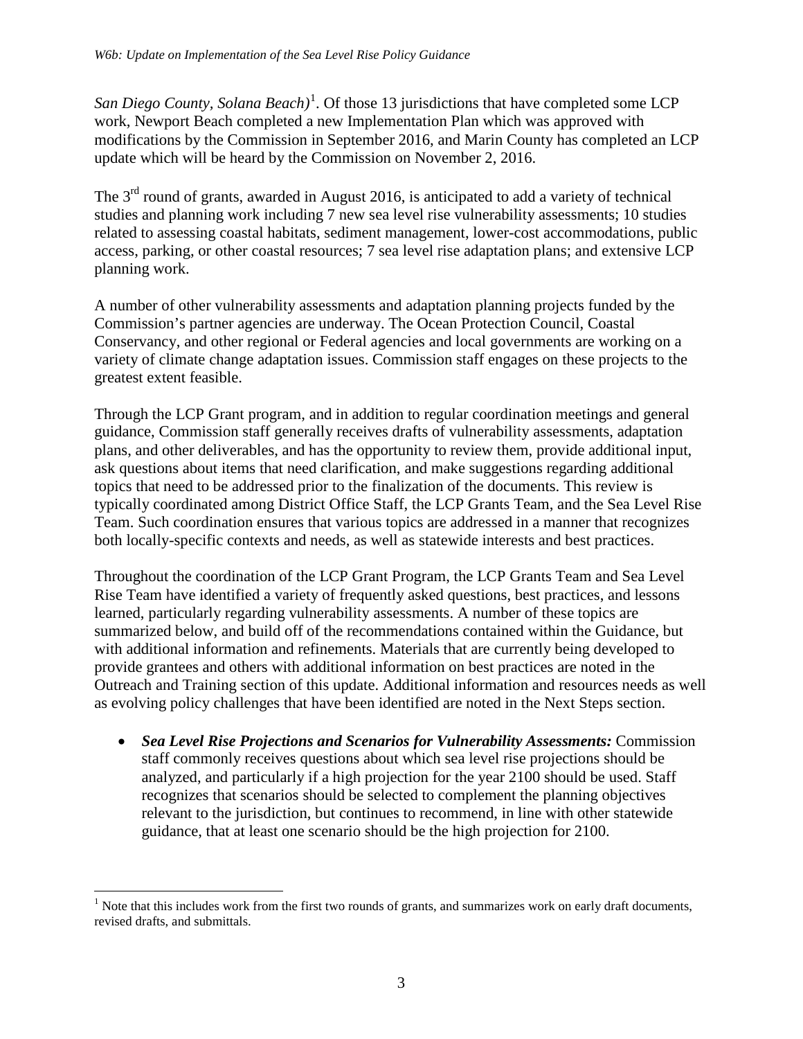*San Diego County, Solana Beach)*[1]. Of those 13 jurisdictions that have completed some LCP work, Newport Beach completed a new Implementation Plan which was approved with modifications by the Commission in September 2016, and Marin County has completed an LCP update which will be heard by the Commission on November 2, 2016.

The 3rd round of grants, awarded in August 2016, is anticipated to add a variety of technical studies and planning work including 7 new sea level rise vulnerability assessments; 10 studies related to assessing coastal habitats, sediment management, lower-cost accommodations, public access, parking, or other coastal resources; 7 sea level rise adaptation plans; and extensive LCP planning work.

A number of other vulnerability assessments and adaptation planning projects funded by the Commission's partner agencies are underway. The Ocean Protection Council, Coastal Conservancy, and other regional or Federal agencies and local governments are working on a variety of climate change adaptation issues. Commission staff engages on these projects to the greatest extent feasible.

Through the LCP Grant program, and in addition to regular coordination meetings and general guidance, Commission staff generally receives drafts of vulnerability assessments, adaptation plans, and other deliverables, and has the opportunity to review them, provide additional input, ask questions about items that need clarification, and make suggestions regarding additional topics that need to be addressed prior to the finalization of the documents. This review is typically coordinated among District Office Staff, the LCP Grants Team, and the Sea Level Rise Team. Such coordination ensures that various topics are addressed in a manner that recognizes both locally-specific contexts and needs, as well as statewide interests and best practices.

Throughout the coordination of the LCP Grant Program, the LCP Grants Team and Sea Level Rise Team have identified a variety of frequently asked questions, best practices, and lessons learned, particularly regarding vulnerability assessments. A number of these topics are summarized below, and build off of the recommendations contained within the Guidance, but with additional information and refinements. Materials that are currently being developed to provide grantees and others with additional information on best practices are noted in the Outreach and Training section of this update. Additional information and resources needs as well as evolving policy challenges that have been identified are noted in the Next Steps section.

- ***Sea Level Rise Projections and Scenarios for Vulnerability Assessments:*** Commission staff commonly receives questions about which sea level rise projections should be analyzed, and particularly if a high projection for the year 2100 should be used. Staff recognizes that scenarios should be selected to complement the planning objectives relevant to the jurisdiction, but continues to recommend, in line with other statewide guidance, that at least one scenario should be the high projection for 2100.

[1] Note that this includes work from the first two rounds of grants, and summarizes work on early draft documents, revised drafts, and submittals.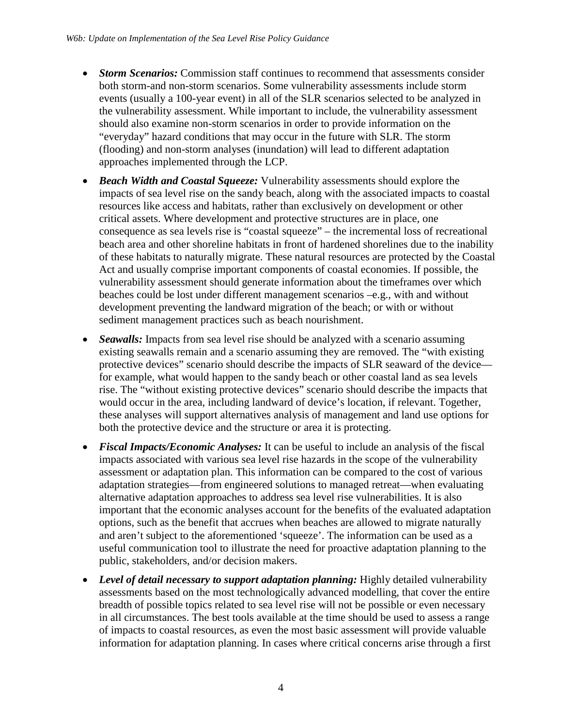- ***Storm Scenarios:*** Commission staff continues to recommend that assessments consider both storm-and non-storm scenarios. Some vulnerability assessments include storm events (usually a 100-year event) in all of the SLR scenarios selected to be analyzed in the vulnerability assessment. While important to include, the vulnerability assessment should also examine non-storm scenarios in order to provide information on the "everyday" hazard conditions that may occur in the future with SLR. The storm (flooding) and non-storm analyses (inundation) will lead to different adaptation approaches implemented through the LCP.
- ***Beach Width and Coastal Squeeze:*** Vulnerability assessments should explore the impacts of sea level rise on the sandy beach, along with the associated impacts to coastal resources like access and habitats, rather than exclusively on development or other critical assets. Where development and protective structures are in place, one consequence as sea levels rise is "coastal squeeze" – the incremental loss of recreational beach area and other shoreline habitats in front of hardened shorelines due to the inability of these habitats to naturally migrate. These natural resources are protected by the Coastal Act and usually comprise important components of coastal economies. If possible, the vulnerability assessment should generate information about the timeframes over which beaches could be lost under different management scenarios –e.g., with and without development preventing the landward migration of the beach; or with or without sediment management practices such as beach nourishment.
- ***Seawalls:*** Impacts from sea level rise should be analyzed with a scenario assuming existing seawalls remain and a scenario assuming they are removed. The "with existing protective devices" scenario should describe the impacts of SLR seaward of the device—for example, what would happen to the sandy beach or other coastal land as sea levels rise. The "without existing protective devices" scenario should describe the impacts that would occur in the area, including landward of device's location, if relevant. Together, these analyses will support alternatives analysis of management and land use options for both the protective device and the structure or area it is protecting.
- ***Fiscal Impacts/Economic Analyses:*** It can be useful to include an analysis of the fiscal impacts associated with various sea level rise hazards in the scope of the vulnerability assessment or adaptation plan. This information can be compared to the cost of various adaptation strategies—from engineered solutions to managed retreat—when evaluating alternative adaptation approaches to address sea level rise vulnerabilities. It is also important that the economic analyses account for the benefits of the evaluated adaptation options, such as the benefit that accrues when beaches are allowed to migrate naturally and aren't subject to the aforementioned 'squeeze'. The information can be used as a useful communication tool to illustrate the need for proactive adaptation planning to the public, stakeholders, and/or decision makers.
- ***Level of detail necessary to support adaptation planning:*** Highly detailed vulnerability assessments based on the most technologically advanced modelling, that cover the entire breadth of possible topics related to sea level rise will not be possible or even necessary in all circumstances. The best tools available at the time should be used to assess a range of impacts to coastal resources, as even the most basic assessment will provide valuable information for adaptation planning. In cases where critical concerns arise through a first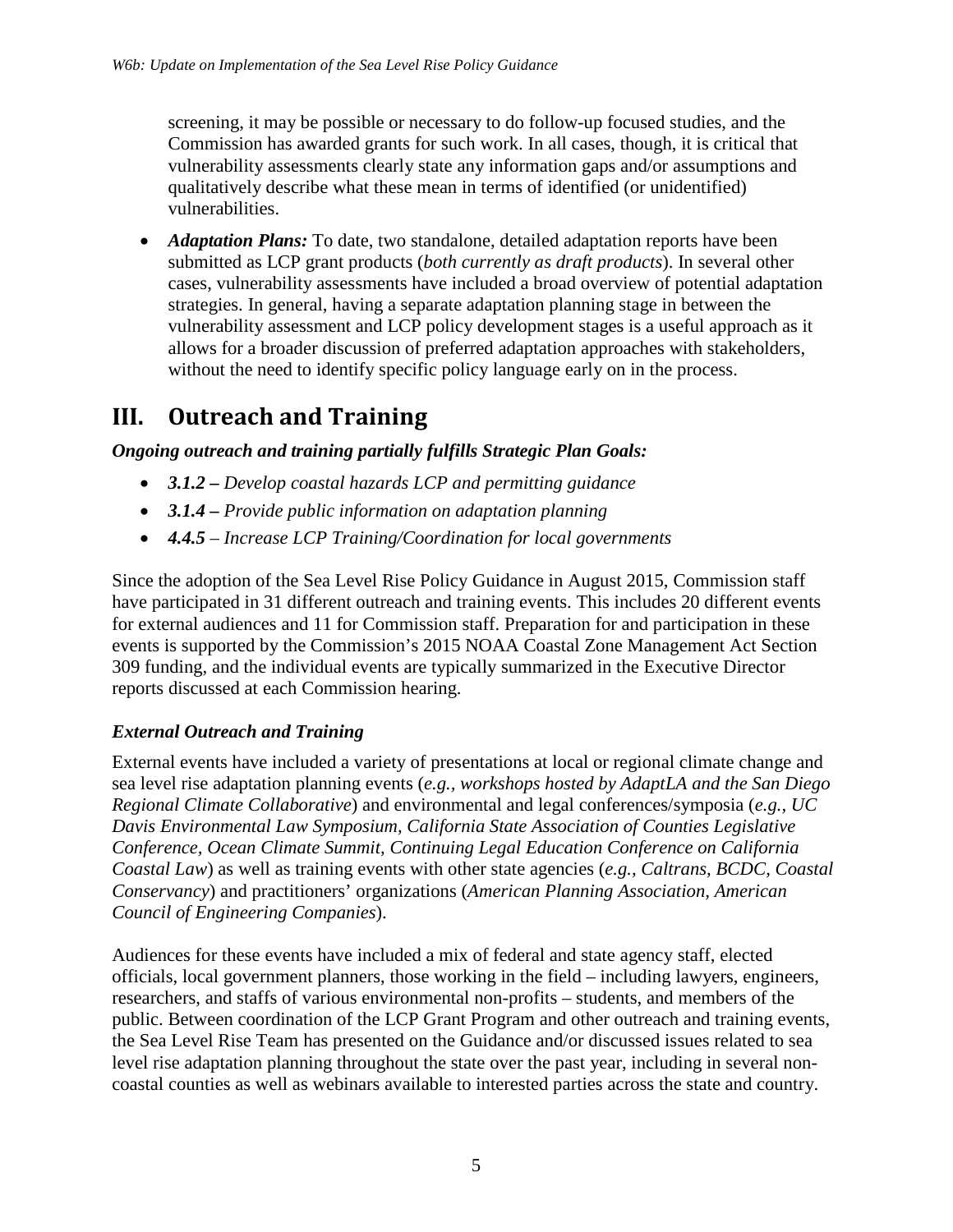screening, it may be possible or necessary to do follow-up focused studies, and the Commission has awarded grants for such work. In all cases, though, it is critical that vulnerability assessments clearly state any information gaps and/or assumptions and qualitatively describe what these mean in terms of identified (or unidentified) vulnerabilities.

- ***Adaptation Plans:*** To date, two standalone, detailed adaptation reports have been submitted as LCP grant products (*both currently as draft products*). In several other cases, vulnerability assessments have included a broad overview of potential adaptation strategies. In general, having a separate adaptation planning stage in between the vulnerability assessment and LCP policy development stages is a useful approach as it allows for a broader discussion of preferred adaptation approaches with stakeholders, without the need to identify specific policy language early on in the process.

# III. Outreach and Training

***Ongoing outreach and training partially fulfills Strategic Plan Goals:***

- ***3.1.2 –*** *Develop coastal hazards LCP and permitting guidance*
- ***3.1.4 –*** *Provide public information on adaptation planning*
- ***4.4.5*** *– Increase LCP Training/Coordination for local governments*

Since the adoption of the Sea Level Rise Policy Guidance in August 2015, Commission staff have participated in 31 different outreach and training events. This includes 20 different events for external audiences and 11 for Commission staff. Preparation for and participation in these events is supported by the Commission's 2015 NOAA Coastal Zone Management Act Section 309 funding, and the individual events are typically summarized in the Executive Director reports discussed at each Commission hearing.

### *External Outreach and Training*

External events have included a variety of presentations at local or regional climate change and sea level rise adaptation planning events (*e.g., workshops hosted by AdaptLA and the San Diego Regional Climate Collaborative*) and environmental and legal conferences/symposia (*e.g., UC Davis Environmental Law Symposium, California State Association of Counties Legislative Conference, Ocean Climate Summit, Continuing Legal Education Conference on California Coastal Law*) as well as training events with other state agencies (*e.g., Caltrans, BCDC, Coastal Conservancy*) and practitioners' organizations (*American Planning Association, American Council of Engineering Companies*).

Audiences for these events have included a mix of federal and state agency staff, elected officials, local government planners, those working in the field – including lawyers, engineers, researchers, and staffs of various environmental non-profits – students, and members of the public. Between coordination of the LCP Grant Program and other outreach and training events, the Sea Level Rise Team has presented on the Guidance and/or discussed issues related to sea level rise adaptation planning throughout the state over the past year, including in several non-coastal counties as well as webinars available to interested parties across the state and country.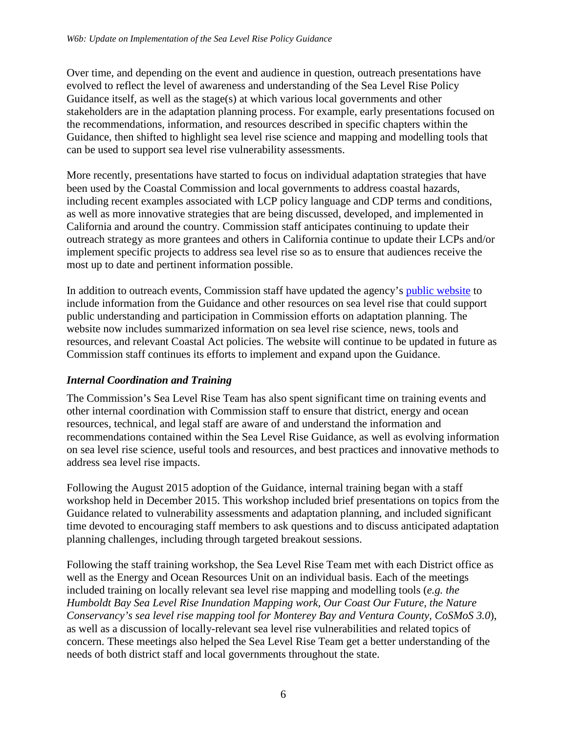Over time, and depending on the event and audience in question, outreach presentations have evolved to reflect the level of awareness and understanding of the Sea Level Rise Policy Guidance itself, as well as the stage(s) at which various local governments and other stakeholders are in the adaptation planning process. For example, early presentations focused on the recommendations, information, and resources described in specific chapters within the Guidance, then shifted to highlight sea level rise science and mapping and modelling tools that can be used to support sea level rise vulnerability assessments.

More recently, presentations have started to focus on individual adaptation strategies that have been used by the Coastal Commission and local governments to address coastal hazards, including recent examples associated with LCP policy language and CDP terms and conditions, as well as more innovative strategies that are being discussed, developed, and implemented in California and around the country. Commission staff anticipates continuing to update their outreach strategy as more grantees and others in California continue to update their LCPs and/or implement specific projects to address sea level rise so as to ensure that audiences receive the most up to date and pertinent information possible.

In addition to outreach events, Commission staff have updated the agency's public website to include information from the Guidance and other resources on sea level rise that could support public understanding and participation in Commission efforts on adaptation planning. The website now includes summarized information on sea level rise science, news, tools and resources, and relevant Coastal Act policies. The website will continue to be updated in future as Commission staff continues its efforts to implement and expand upon the Guidance.

### *Internal Coordination and Training*

The Commission's Sea Level Rise Team has also spent significant time on training events and other internal coordination with Commission staff to ensure that district, energy and ocean resources, technical, and legal staff are aware of and understand the information and recommendations contained within the Sea Level Rise Guidance, as well as evolving information on sea level rise science, useful tools and resources, and best practices and innovative methods to address sea level rise impacts.

Following the August 2015 adoption of the Guidance, internal training began with a staff workshop held in December 2015. This workshop included brief presentations on topics from the Guidance related to vulnerability assessments and adaptation planning, and included significant time devoted to encouraging staff members to ask questions and to discuss anticipated adaptation planning challenges, including through targeted breakout sessions.

Following the staff training workshop, the Sea Level Rise Team met with each District office as well as the Energy and Ocean Resources Unit on an individual basis. Each of the meetings included training on locally relevant sea level rise mapping and modelling tools (*e.g. the Humboldt Bay Sea Level Rise Inundation Mapping work, Our Coast Our Future, the Nature Conservancy's sea level rise mapping tool for Monterey Bay and Ventura County, CoSMoS 3.0*), as well as a discussion of locally-relevant sea level rise vulnerabilities and related topics of concern. These meetings also helped the Sea Level Rise Team get a better understanding of the needs of both district staff and local governments throughout the state.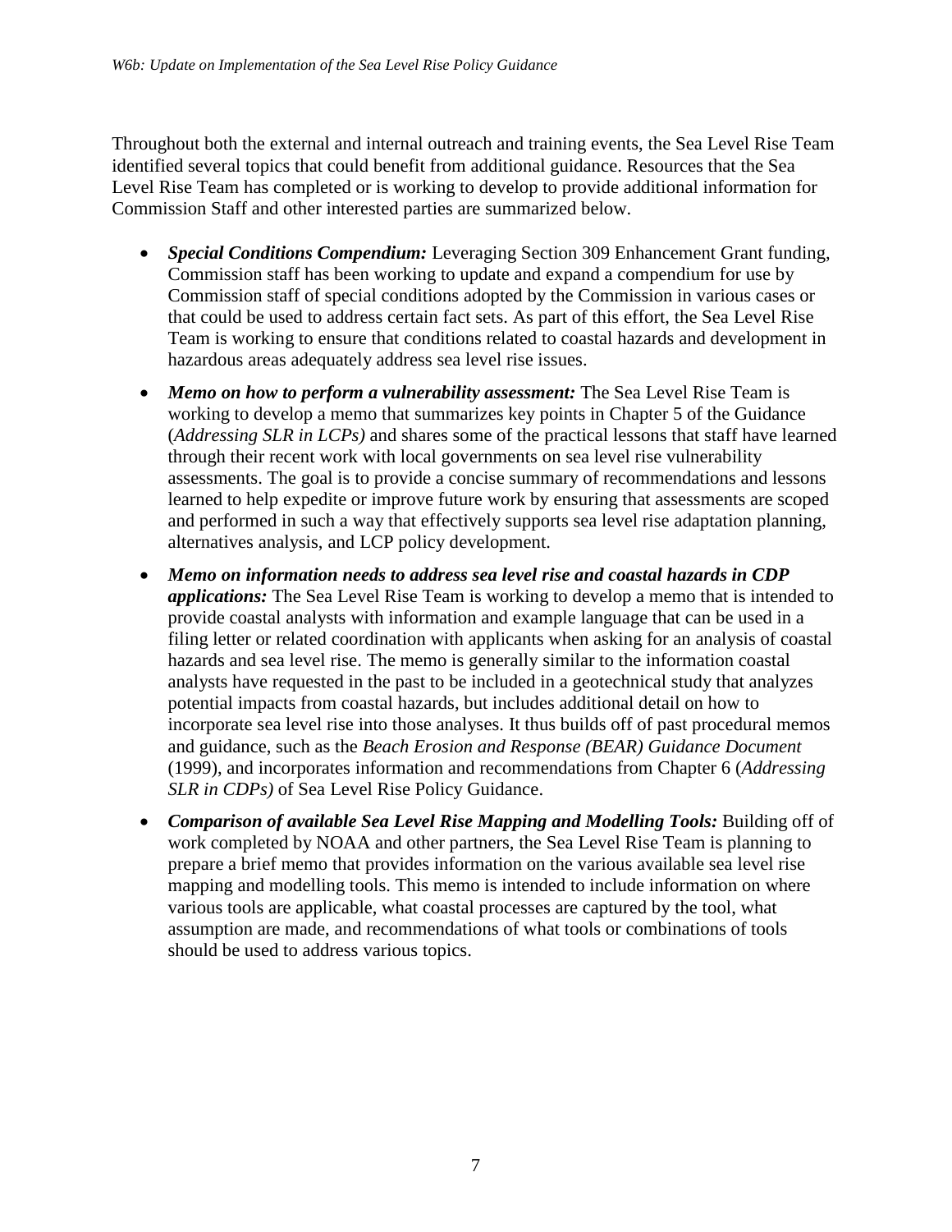Throughout both the external and internal outreach and training events, the Sea Level Rise Team identified several topics that could benefit from additional guidance. Resources that the Sea Level Rise Team has completed or is working to develop to provide additional information for Commission Staff and other interested parties are summarized below.

- ***Special Conditions Compendium:*** Leveraging Section 309 Enhancement Grant funding, Commission staff has been working to update and expand a compendium for use by Commission staff of special conditions adopted by the Commission in various cases or that could be used to address certain fact sets. As part of this effort, the Sea Level Rise Team is working to ensure that conditions related to coastal hazards and development in hazardous areas adequately address sea level rise issues.
- ***Memo on how to perform a vulnerability assessment:*** The Sea Level Rise Team is working to develop a memo that summarizes key points in Chapter 5 of the Guidance (*Addressing SLR in LCPs)* and shares some of the practical lessons that staff have learned through their recent work with local governments on sea level rise vulnerability assessments. The goal is to provide a concise summary of recommendations and lessons learned to help expedite or improve future work by ensuring that assessments are scoped and performed in such a way that effectively supports sea level rise adaptation planning, alternatives analysis, and LCP policy development.
- ***Memo on information needs to address sea level rise and coastal hazards in CDP applications:*** The Sea Level Rise Team is working to develop a memo that is intended to provide coastal analysts with information and example language that can be used in a filing letter or related coordination with applicants when asking for an analysis of coastal hazards and sea level rise. The memo is generally similar to the information coastal analysts have requested in the past to be included in a geotechnical study that analyzes potential impacts from coastal hazards, but includes additional detail on how to incorporate sea level rise into those analyses. It thus builds off of past procedural memos and guidance, such as the *Beach Erosion and Response (BEAR) Guidance Document* (1999), and incorporates information and recommendations from Chapter 6 (*Addressing SLR in CDPs)* of Sea Level Rise Policy Guidance.
- ***Comparison of available Sea Level Rise Mapping and Modelling Tools:*** Building off of work completed by NOAA and other partners, the Sea Level Rise Team is planning to prepare a brief memo that provides information on the various available sea level rise mapping and modelling tools. This memo is intended to include information on where various tools are applicable, what coastal processes are captured by the tool, what assumption are made, and recommendations of what tools or combinations of tools should be used to address various topics.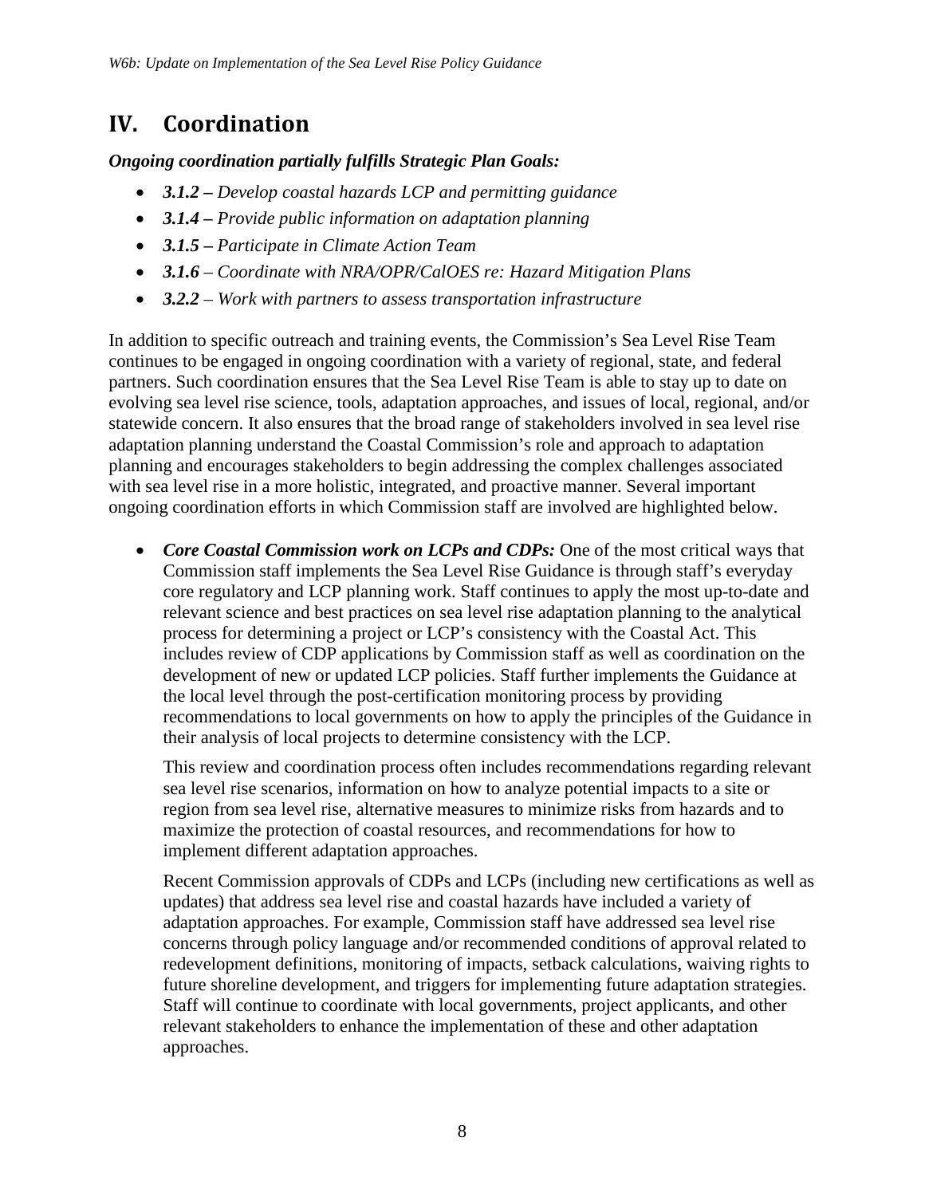# IV. Coordination

***Ongoing coordination partially fulfills Strategic Plan Goals:***

- ***3.1.2 –*** *Develop coastal hazards LCP and permitting guidance*
- ***3.1.4 –*** *Provide public information on adaptation planning*
- ***3.1.5 –*** *Participate in Climate Action Team*
- ***3.1.6*** *– Coordinate with NRA/OPR/CalOES re: Hazard Mitigation Plans*
- ***3.2.2*** *– Work with partners to assess transportation infrastructure*

In addition to specific outreach and training events, the Commission's Sea Level Rise Team continues to be engaged in ongoing coordination with a variety of regional, state, and federal partners. Such coordination ensures that the Sea Level Rise Team is able to stay up to date on evolving sea level rise science, tools, adaptation approaches, and issues of local, regional, and/or statewide concern. It also ensures that the broad range of stakeholders involved in sea level rise adaptation planning understand the Coastal Commission's role and approach to adaptation planning and encourages stakeholders to begin addressing the complex challenges associated with sea level rise in a more holistic, integrated, and proactive manner. Several important ongoing coordination efforts in which Commission staff are involved are highlighted below.

- ***Core Coastal Commission work on LCPs and CDPs:*** One of the most critical ways that Commission staff implements the Sea Level Rise Guidance is through staff's everyday core regulatory and LCP planning work. Staff continues to apply the most up-to-date and relevant science and best practices on sea level rise adaptation planning to the analytical process for determining a project or LCP's consistency with the Coastal Act. This includes review of CDP applications by Commission staff as well as coordination on the development of new or updated LCP policies. Staff further implements the Guidance at the local level through the post-certification monitoring process by providing recommendations to local governments on how to apply the principles of the Guidance in their analysis of local projects to determine consistency with the LCP.

  This review and coordination process often includes recommendations regarding relevant sea level rise scenarios, information on how to analyze potential impacts to a site or region from sea level rise, alternative measures to minimize risks from hazards and to maximize the protection of coastal resources, and recommendations for how to implement different adaptation approaches.

  Recent Commission approvals of CDPs and LCPs (including new certifications as well as updates) that address sea level rise and coastal hazards have included a variety of adaptation approaches. For example, Commission staff have addressed sea level rise concerns through policy language and/or recommended conditions of approval related to redevelopment definitions, monitoring of impacts, setback calculations, waiving rights to future shoreline development, and triggers for implementing future adaptation strategies. Staff will continue to coordinate with local governments, project applicants, and other relevant stakeholders to enhance the implementation of these and other adaptation approaches.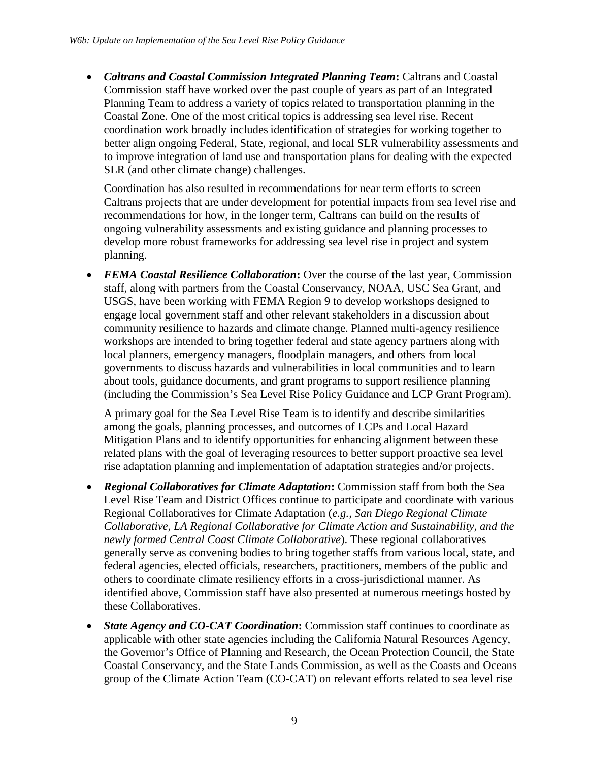- ***Caltrans and Coastal Commission Integrated Planning Team*:** Caltrans and Coastal Commission staff have worked over the past couple of years as part of an Integrated Planning Team to address a variety of topics related to transportation planning in the Coastal Zone. One of the most critical topics is addressing sea level rise. Recent coordination work broadly includes identification of strategies for working together to better align ongoing Federal, State, regional, and local SLR vulnerability assessments and to improve integration of land use and transportation plans for dealing with the expected SLR (and other climate change) challenges.

  Coordination has also resulted in recommendations for near term efforts to screen Caltrans projects that are under development for potential impacts from sea level rise and recommendations for how, in the longer term, Caltrans can build on the results of ongoing vulnerability assessments and existing guidance and planning processes to develop more robust frameworks for addressing sea level rise in project and system planning.

- ***FEMA Coastal Resilience Collaboration*:** Over the course of the last year, Commission staff, along with partners from the Coastal Conservancy, NOAA, USC Sea Grant, and USGS, have been working with FEMA Region 9 to develop workshops designed to engage local government staff and other relevant stakeholders in a discussion about community resilience to hazards and climate change. Planned multi-agency resilience workshops are intended to bring together federal and state agency partners along with local planners, emergency managers, floodplain managers, and others from local governments to discuss hazards and vulnerabilities in local communities and to learn about tools, guidance documents, and grant programs to support resilience planning (including the Commission's Sea Level Rise Policy Guidance and LCP Grant Program).

  A primary goal for the Sea Level Rise Team is to identify and describe similarities among the goals, planning processes, and outcomes of LCPs and Local Hazard Mitigation Plans and to identify opportunities for enhancing alignment between these related plans with the goal of leveraging resources to better support proactive sea level rise adaptation planning and implementation of adaptation strategies and/or projects.

- ***Regional Collaboratives for Climate Adaptation*:** Commission staff from both the Sea Level Rise Team and District Offices continue to participate and coordinate with various Regional Collaboratives for Climate Adaptation (*e.g., San Diego Regional Climate Collaborative, LA Regional Collaborative for Climate Action and Sustainability, and the newly formed Central Coast Climate Collaborative*). These regional collaboratives generally serve as convening bodies to bring together staffs from various local, state, and federal agencies, elected officials, researchers, practitioners, members of the public and others to coordinate climate resiliency efforts in a cross-jurisdictional manner. As identified above, Commission staff have also presented at numerous meetings hosted by these Collaboratives.

- ***State Agency and CO-CAT Coordination*:** Commission staff continues to coordinate as applicable with other state agencies including the California Natural Resources Agency, the Governor's Office of Planning and Research, the Ocean Protection Council, the State Coastal Conservancy, and the State Lands Commission, as well as the Coasts and Oceans group of the Climate Action Team (CO-CAT) on relevant efforts related to sea level rise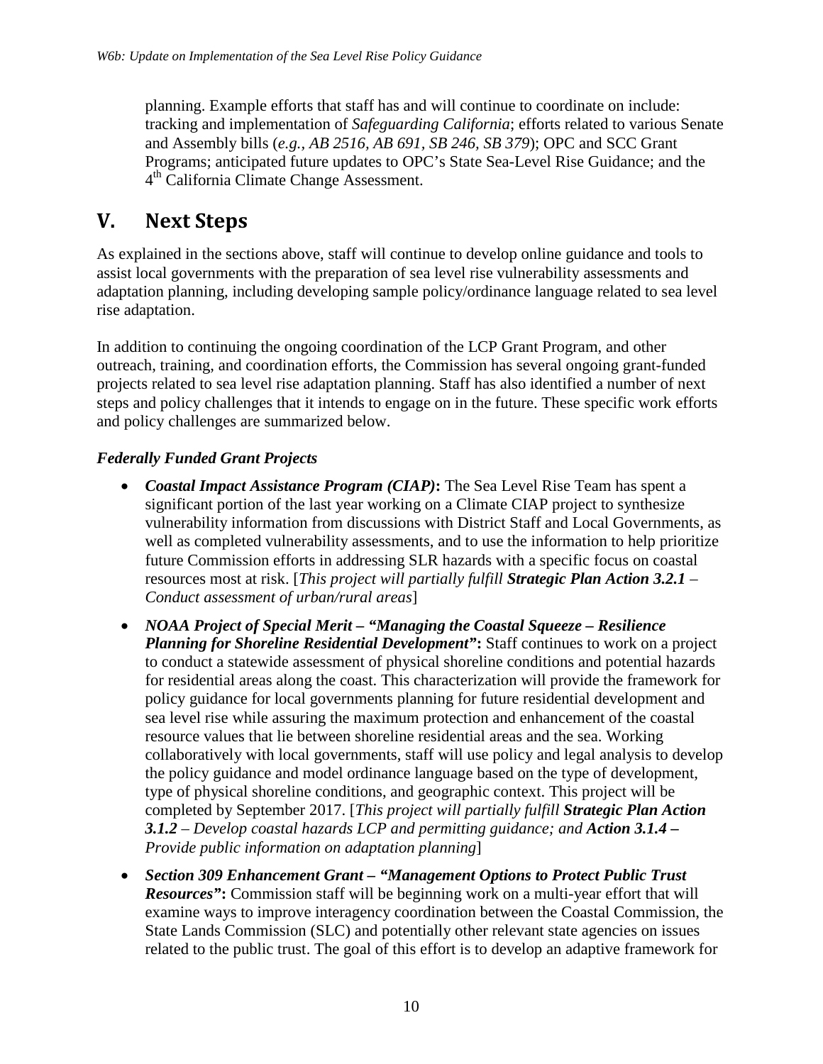planning. Example efforts that staff has and will continue to coordinate on include: tracking and implementation of *Safeguarding California*; efforts related to various Senate and Assembly bills (*e.g., AB 2516, AB 691, SB 246, SB 379*); OPC and SCC Grant Programs; anticipated future updates to OPC's State Sea-Level Rise Guidance; and the 4th California Climate Change Assessment.

# V. Next Steps

As explained in the sections above, staff will continue to develop online guidance and tools to assist local governments with the preparation of sea level rise vulnerability assessments and adaptation planning, including developing sample policy/ordinance language related to sea level rise adaptation.

In addition to continuing the ongoing coordination of the LCP Grant Program, and other outreach, training, and coordination efforts, the Commission has several ongoing grant-funded projects related to sea level rise adaptation planning. Staff has also identified a number of next steps and policy challenges that it intends to engage on in the future. These specific work efforts and policy challenges are summarized below.

### *Federally Funded Grant Projects*

- ***Coastal Impact Assistance Program (CIAP)*:** The Sea Level Rise Team has spent a significant portion of the last year working on a Climate CIAP project to synthesize vulnerability information from discussions with District Staff and Local Governments, as well as completed vulnerability assessments, and to use the information to help prioritize future Commission efforts in addressing SLR hazards with a specific focus on coastal resources most at risk. [*This project will partially fulfill **Strategic Plan Action 3.2.1** – Conduct assessment of urban/rural areas*]
- ***NOAA Project of Special Merit – "Managing the Coastal Squeeze – Resilience Planning for Shoreline Residential Development"*:** Staff continues to work on a project to conduct a statewide assessment of physical shoreline conditions and potential hazards for residential areas along the coast. This characterization will provide the framework for policy guidance for local governments planning for future residential development and sea level rise while assuring the maximum protection and enhancement of the coastal resource values that lie between shoreline residential areas and the sea. Working collaboratively with local governments, staff will use policy and legal analysis to develop the policy guidance and model ordinance language based on the type of development, type of physical shoreline conditions, and geographic context. This project will be completed by September 2017. [*This project will partially fulfill **Strategic Plan Action 3.1.2** – Develop coastal hazards LCP and permitting guidance; and **Action 3.1.4** – Provide public information on adaptation planning*]
- ***Section 309 Enhancement Grant – "Management Options to Protect Public Trust Resources"*:** Commission staff will be beginning work on a multi-year effort that will examine ways to improve interagency coordination between the Coastal Commission, the State Lands Commission (SLC) and potentially other relevant state agencies on issues related to the public trust. The goal of this effort is to develop an adaptive framework for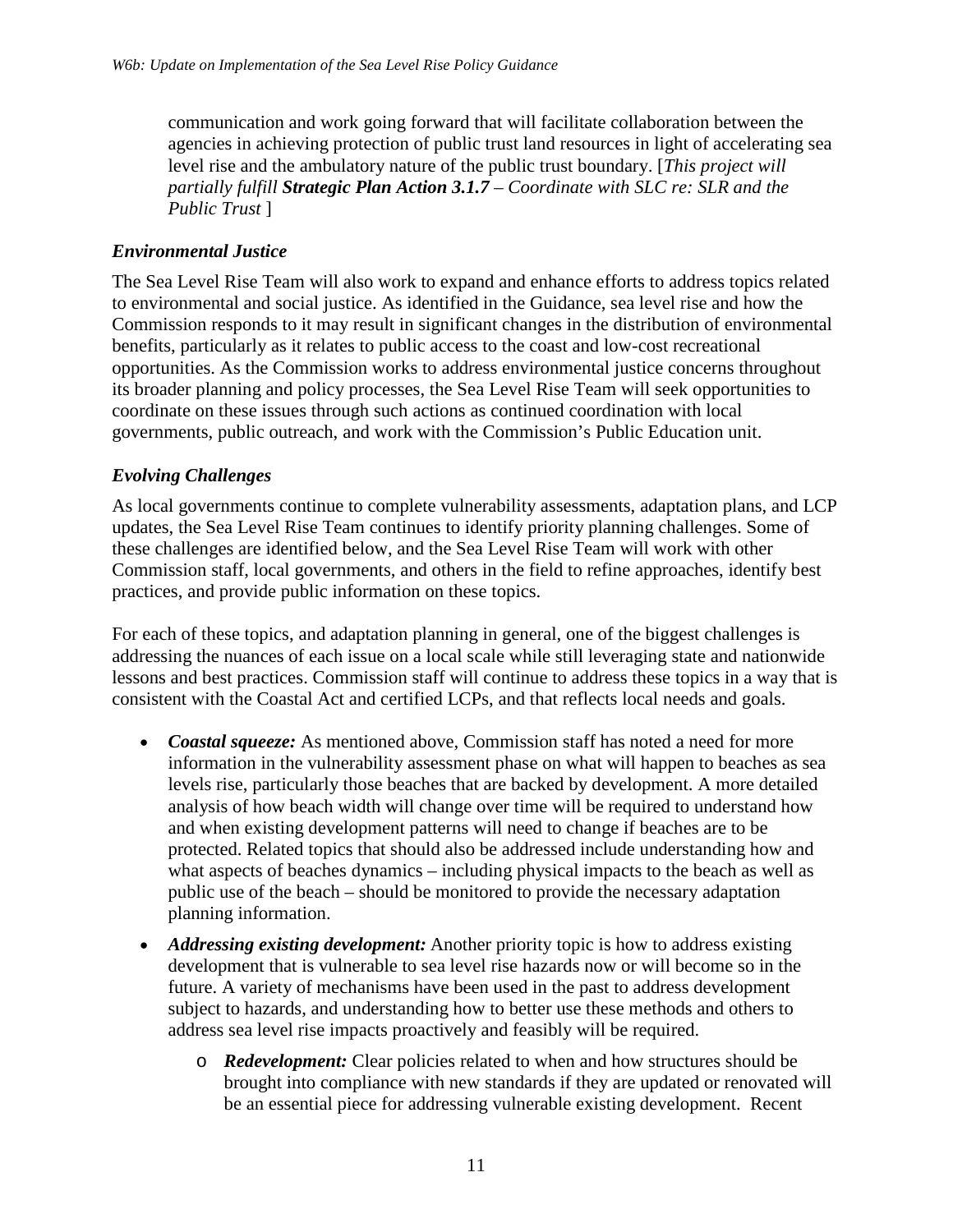communication and work going forward that will facilitate collaboration between the agencies in achieving protection of public trust land resources in light of accelerating sea level rise and the ambulatory nature of the public trust boundary. [*This project will partially fulfill **Strategic Plan Action 3.1.7** – Coordinate with SLC re: SLR and the Public Trust* ]

### *Environmental Justice*

The Sea Level Rise Team will also work to expand and enhance efforts to address topics related to environmental and social justice. As identified in the Guidance, sea level rise and how the Commission responds to it may result in significant changes in the distribution of environmental benefits, particularly as it relates to public access to the coast and low-cost recreational opportunities. As the Commission works to address environmental justice concerns throughout its broader planning and policy processes, the Sea Level Rise Team will seek opportunities to coordinate on these issues through such actions as continued coordination with local governments, public outreach, and work with the Commission's Public Education unit.

### *Evolving Challenges*

As local governments continue to complete vulnerability assessments, adaptation plans, and LCP updates, the Sea Level Rise Team continues to identify priority planning challenges. Some of these challenges are identified below, and the Sea Level Rise Team will work with other Commission staff, local governments, and others in the field to refine approaches, identify best practices, and provide public information on these topics.

For each of these topics, and adaptation planning in general, one of the biggest challenges is addressing the nuances of each issue on a local scale while still leveraging state and nationwide lessons and best practices. Commission staff will continue to address these topics in a way that is consistent with the Coastal Act and certified LCPs, and that reflects local needs and goals.

- ***Coastal squeeze:*** As mentioned above, Commission staff has noted a need for more information in the vulnerability assessment phase on what will happen to beaches as sea levels rise, particularly those beaches that are backed by development. A more detailed analysis of how beach width will change over time will be required to understand how and when existing development patterns will need to change if beaches are to be protected. Related topics that should also be addressed include understanding how and what aspects of beaches dynamics – including physical impacts to the beach as well as public use of the beach – should be monitored to provide the necessary adaptation planning information.
- ***Addressing existing development:*** Another priority topic is how to address existing development that is vulnerable to sea level rise hazards now or will become so in the future. A variety of mechanisms have been used in the past to address development subject to hazards, and understanding how to better use these methods and others to address sea level rise impacts proactively and feasibly will be required.
  - ***Redevelopment:*** Clear policies related to when and how structures should be brought into compliance with new standards if they are updated or renovated will be an essential piece for addressing vulnerable existing development. Recent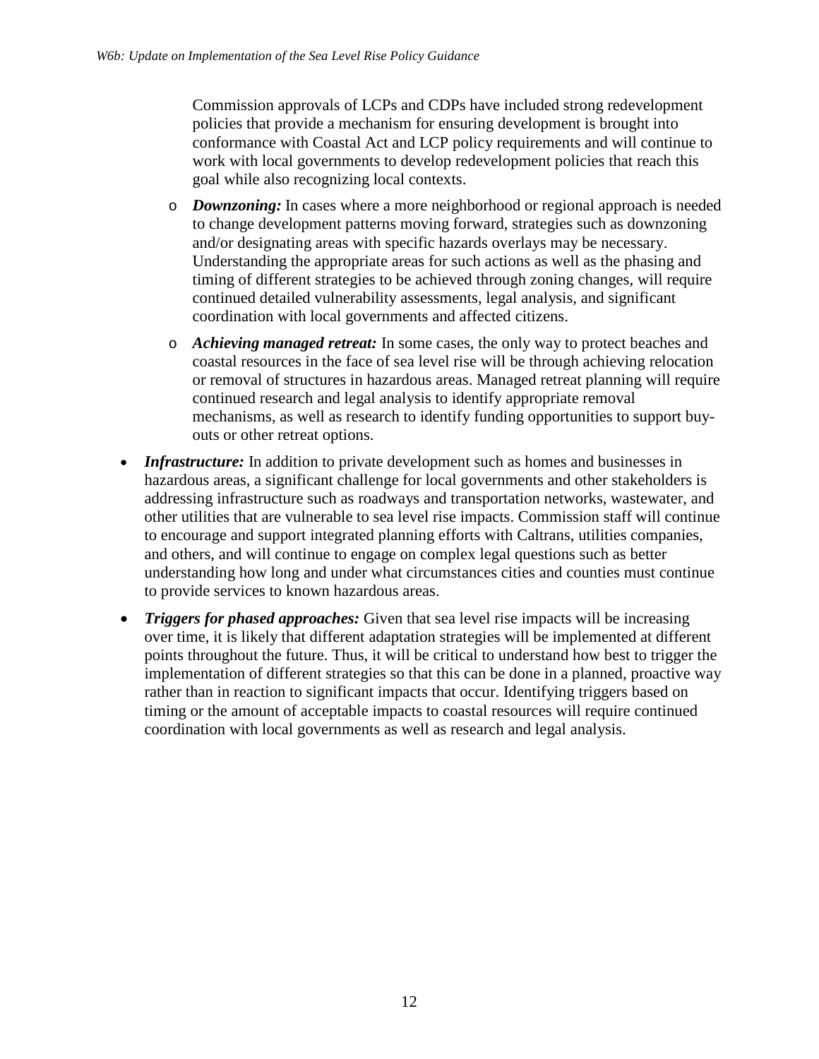Commission approvals of LCPs and CDPs have included strong redevelopment policies that provide a mechanism for ensuring development is brought into conformance with Coastal Act and LCP policy requirements and will continue to work with local governments to develop redevelopment policies that reach this goal while also recognizing local contexts.

  - ***Downzoning:*** In cases where a more neighborhood or regional approach is needed to change development patterns moving forward, strategies such as downzoning and/or designating areas with specific hazards overlays may be necessary. Understanding the appropriate areas for such actions as well as the phasing and timing of different strategies to be achieved through zoning changes, will require continued detailed vulnerability assessments, legal analysis, and significant coordination with local governments and affected citizens.
  - ***Achieving managed retreat:*** In some cases, the only way to protect beaches and coastal resources in the face of sea level rise will be through achieving relocation or removal of structures in hazardous areas. Managed retreat planning will require continued research and legal analysis to identify appropriate removal mechanisms, as well as research to identify funding opportunities to support buy-outs or other retreat options.

- ***Infrastructure:*** In addition to private development such as homes and businesses in hazardous areas, a significant challenge for local governments and other stakeholders is addressing infrastructure such as roadways and transportation networks, wastewater, and other utilities that are vulnerable to sea level rise impacts. Commission staff will continue to encourage and support integrated planning efforts with Caltrans, utilities companies, and others, and will continue to engage on complex legal questions such as better understanding how long and under what circumstances cities and counties must continue to provide services to known hazardous areas.
- ***Triggers for phased approaches:*** Given that sea level rise impacts will be increasing over time, it is likely that different adaptation strategies will be implemented at different points throughout the future. Thus, it will be critical to understand how best to trigger the implementation of different strategies so that this can be done in a planned, proactive way rather than in reaction to significant impacts that occur. Identifying triggers based on timing or the amount of acceptable impacts to coastal resources will require continued coordination with local governments as well as research and legal analysis.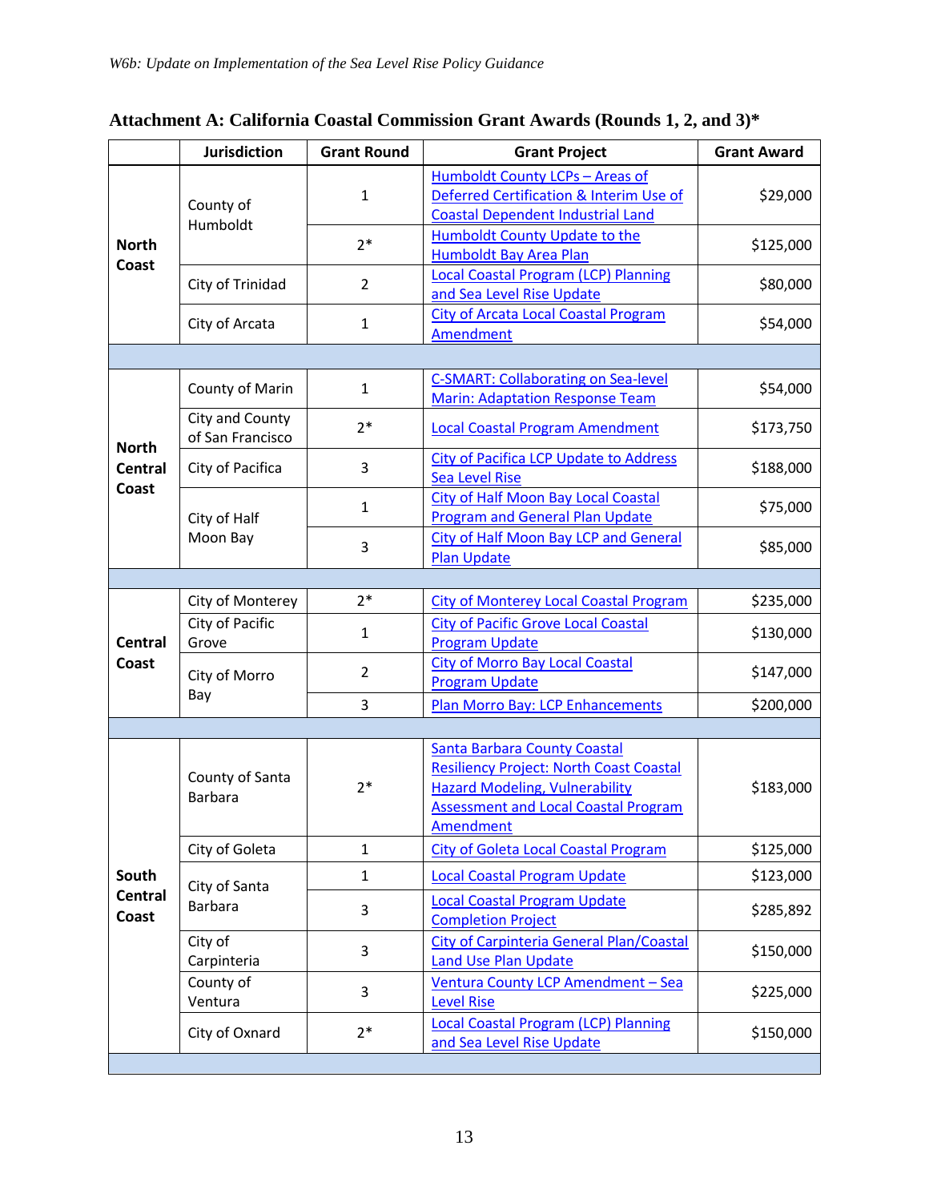**Attachment A: California Coastal Commission Grant Awards (Rounds 1, 2, and 3)***

| | Jurisdiction | Grant Round | Grant Project | Grant Award |
|---|---|---|---|---|
| North Coast | County of Humboldt | 1 | Humboldt County LCPs – Areas of Deferred Certification & Interim Use of Coastal Dependent Industrial Land | $29,000 |
| | | 2* | Humboldt County Update to the Humboldt Bay Area Plan | $125,000 |
| | City of Trinidad | 2 | Local Coastal Program (LCP) Planning and Sea Level Rise Update | $80,000 |
| | City of Arcata | 1 | City of Arcata Local Coastal Program Amendment | $54,000 |
| | | | | |
| North Central Coast | County of Marin | 1 | C-SMART: Collaborating on Sea-level Marin: Adaptation Response Team | $54,000 |
| | City and County of San Francisco | 2* | Local Coastal Program Amendment | $173,750 |
| | City of Pacifica | 3 | City of Pacifica LCP Update to Address Sea Level Rise | $188,000 |
| | City of Half Moon Bay | 1 | City of Half Moon Bay Local Coastal Program and General Plan Update | $75,000 |
| | | 3 | City of Half Moon Bay LCP and General Plan Update | $85,000 |
| | | | | |
| Central Coast | City of Monterey | 2* | City of Monterey Local Coastal Program | $235,000 |
| | City of Pacific Grove | 1 | City of Pacific Grove Local Coastal Program Update | $130,000 |
| | City of Morro Bay | 2 | City of Morro Bay Local Coastal Program Update | $147,000 |
| | | 3 | Plan Morro Bay: LCP Enhancements | $200,000 |
| | | | | |
| South Central Coast | County of Santa Barbara | 2* | Santa Barbara County Coastal Resiliency Project: North Coast Coastal Hazard Modeling, Vulnerability Assessment and Local Coastal Program Amendment | $183,000 |
| | City of Goleta | 1 | City of Goleta Local Coastal Program | $125,000 |
| | City of Santa Barbara | 1 | Local Coastal Program Update | $123,000 |
| | | 3 | Local Coastal Program Update Completion Project | $285,892 |
| | City of Carpinteria | 3 | City of Carpinteria General Plan/Coastal Land Use Plan Update | $150,000 |
| | County of Ventura | 3 | Ventura County LCP Amendment – Sea Level Rise | $225,000 |
| | City of Oxnard | 2* | Local Coastal Program (LCP) Planning and Sea Level Rise Update | $150,000 |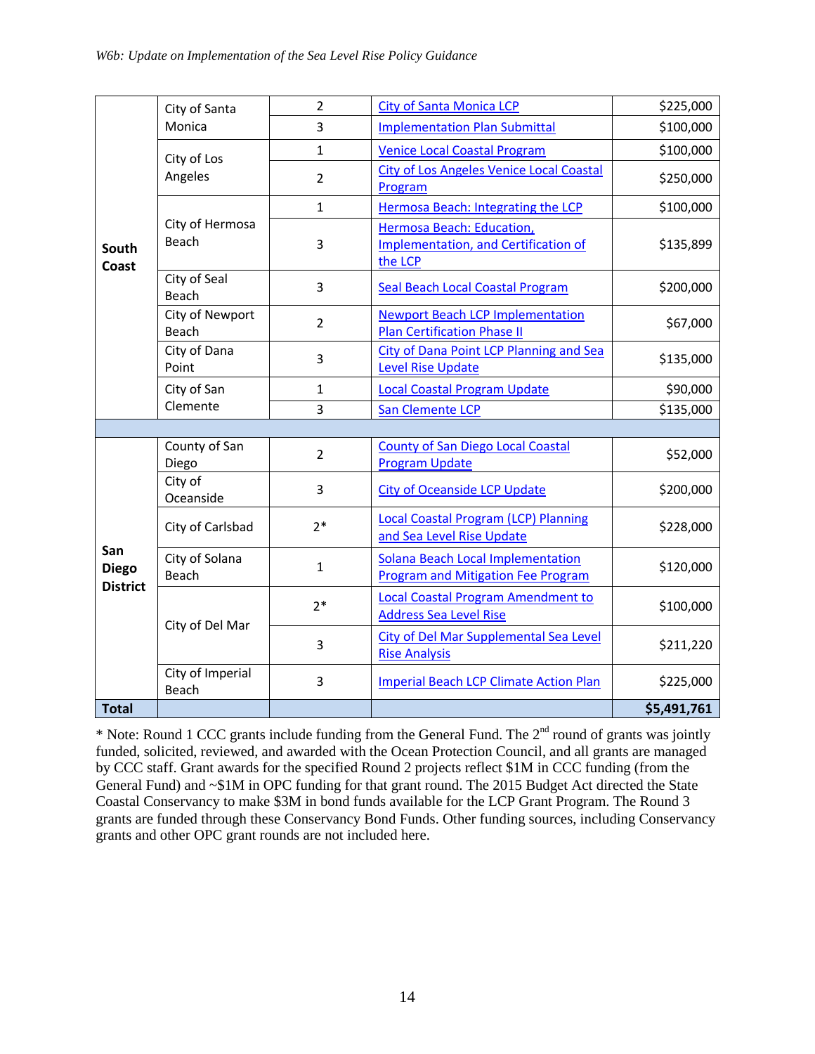| | | | | |
|---|---|---|---|---|
| South Coast | City of Santa Monica | 2 | City of Santa Monica LCP | $225,000 |
| | | 3 | Implementation Plan Submittal | $100,000 |
| | City of Los Angeles | 1 | Venice Local Coastal Program | $100,000 |
| | | 2 | City of Los Angeles Venice Local Coastal Program | $250,000 |
| | City of Hermosa Beach | 1 | Hermosa Beach: Integrating the LCP | $100,000 |
| | | 3 | Hermosa Beach: Education, Implementation, and Certification of the LCP | $135,899 |
| | City of Seal Beach | 3 | Seal Beach Local Coastal Program | $200,000 |
| | City of Newport Beach | 2 | Newport Beach LCP Implementation Plan Certification Phase II | $67,000 |
| | City of Dana Point | 3 | City of Dana Point LCP Planning and Sea Level Rise Update | $135,000 |
| | City of San Clemente | 1 | Local Coastal Program Update | $90,000 |
| | | 3 | San Clemente LCP | $135,000 |
| | | | | |
| San Diego District | County of San Diego | 2 | County of San Diego Local Coastal Program Update | $52,000 |
| | City of Oceanside | 3 | City of Oceanside LCP Update | $200,000 |
| | City of Carlsbad | 2* | Local Coastal Program (LCP) Planning and Sea Level Rise Update | $228,000 |
| | City of Solana Beach | 1 | Solana Beach Local Implementation Program and Mitigation Fee Program | $120,000 |
| | City of Del Mar | 2* | Local Coastal Program Amendment to Address Sea Level Rise | $100,000 |
| | | 3 | City of Del Mar Supplemental Sea Level Rise Analysis | $211,220 |
| | City of Imperial Beach | 3 | Imperial Beach LCP Climate Action Plan | $225,000 |
| **Total** | | | | **$5,491,761** |

* Note: Round 1 CCC grants include funding from the General Fund. The 2nd round of grants was jointly funded, solicited, reviewed, and awarded with the Ocean Protection Council, and all grants are managed by CCC staff. Grant awards for the specified Round 2 projects reflect $1M in CCC funding (from the General Fund) and ~$1M in OPC funding for that grant round. The 2015 Budget Act directed the State Coastal Conservancy to make $3M in bond funds available for the LCP Grant Program. The Round 3 grants are funded through these Conservancy Bond Funds. Other funding sources, including Conservancy grants and other OPC grant rounds are not included here.